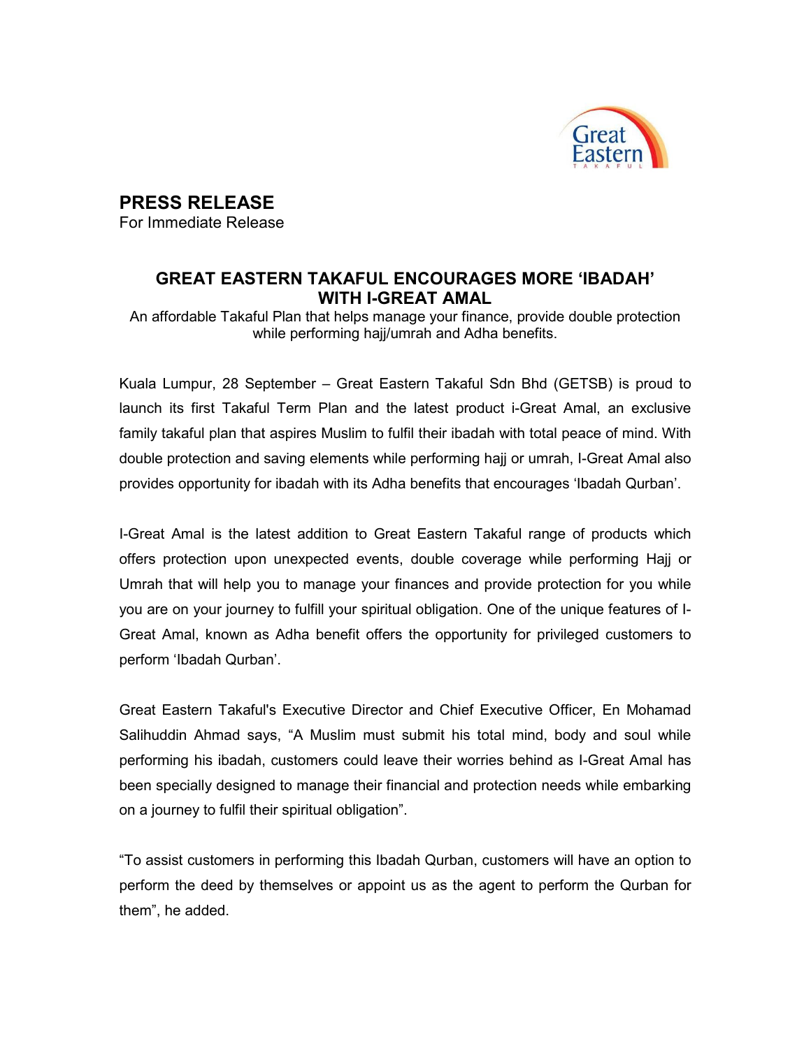# PRESS RELEASE

For Immediate Release

## GREAT EASTERN TAKAFUL ENCOURAGES MORE 'IBADAH' WITH I-GREAT AMAL

An affordable Takaful Plan that helps manage your finance, provide double protection while performing hajj/umrah and Adha benefits.

Kuala Lumpur, 28 September – Great Eastern Takaful Sdn Bhd (GETSB) is proud to launch its first Takaful Term Plan and the latest product i-Great Amal, an exclusive family takaful plan that aspires Muslim to fulfil their ibadah with total peace of mind. With double protection and saving elements while performing hajj or umrah, I-Great Amal also provides opportunity for ibadah with its Adha benefits that encourages 'Ibadah Qurban'.

I-Great Amal is the latest addition to Great Eastern Takaful range of products which offers protection upon unexpected events, double coverage while performing Hajj or Umrah that will help you to manage your finances and provide protection for you while you are on your journey to fulfill your spiritual obligation. One of the unique features of I-Great Amal, known as Adha benefit offers the opportunity for privileged customers to perform 'Ibadah Qurban'.

Great Eastern Takaful's Executive Director and Chief Executive Officer, En Mohamad Salihuddin Ahmad says, "A Muslim must submit his total mind, body and soul while performing his ibadah, customers could leave their worries behind as I-Great Amal has been specially designed to manage their financial and protection needs while embarking on a journey to fulfil their spiritual obligation".

"To assist customers in performing this Ibadah Qurban, customers will have an option to perform the deed by themselves or appoint us as the agent to perform the Qurban for them", he added.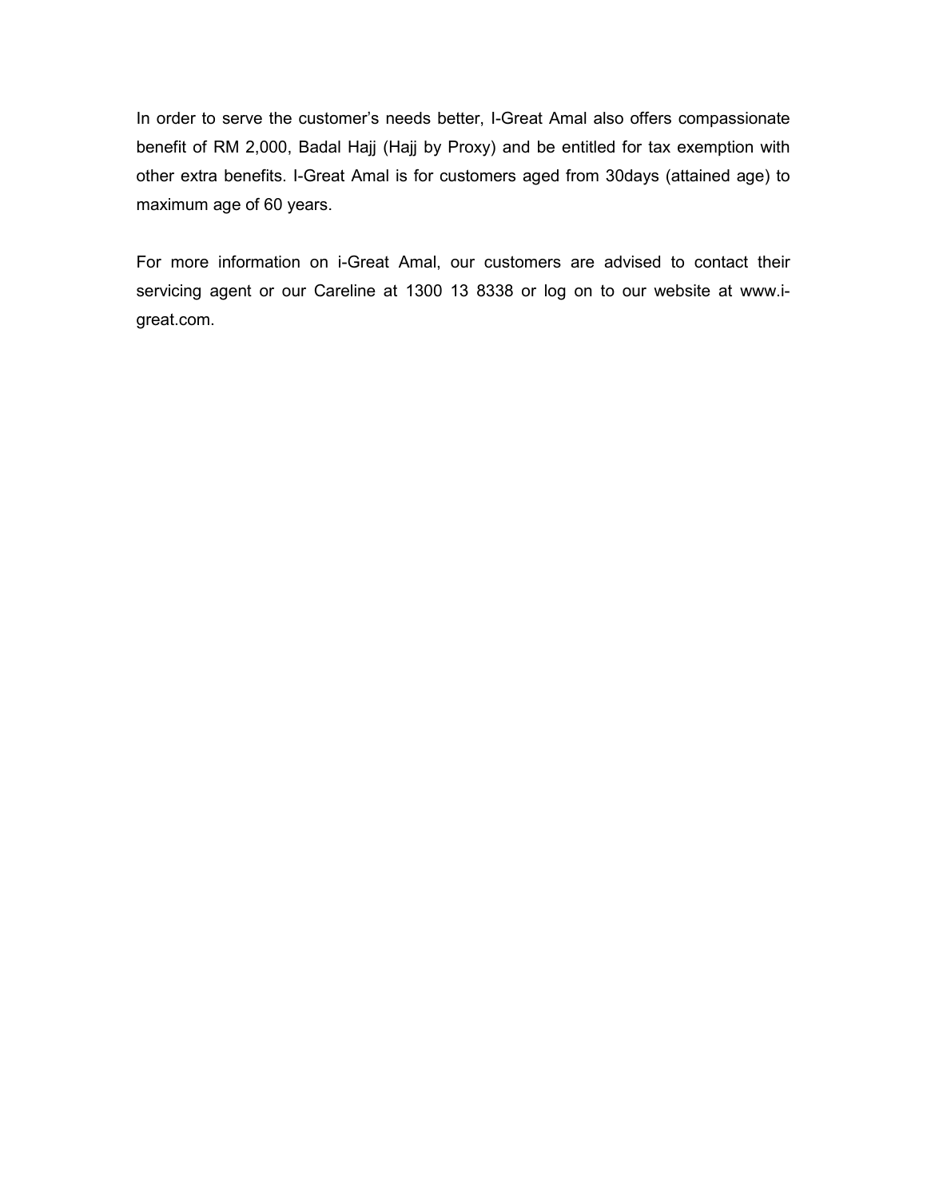In order to serve the customer's needs better, I-Great Amal also offers compassionate benefit of RM 2,000, Badal Hajj (Hajj by Proxy) and be entitled for tax exemption with other extra benefits. I-Great Amal is for customers aged from 30days (attained age) to maximum age of 60 years.

For more information on i-Great Amal, our customers are advised to contact their servicing agent or our Careline at 1300 13 8338 or log on to our website at www.i-great.com.